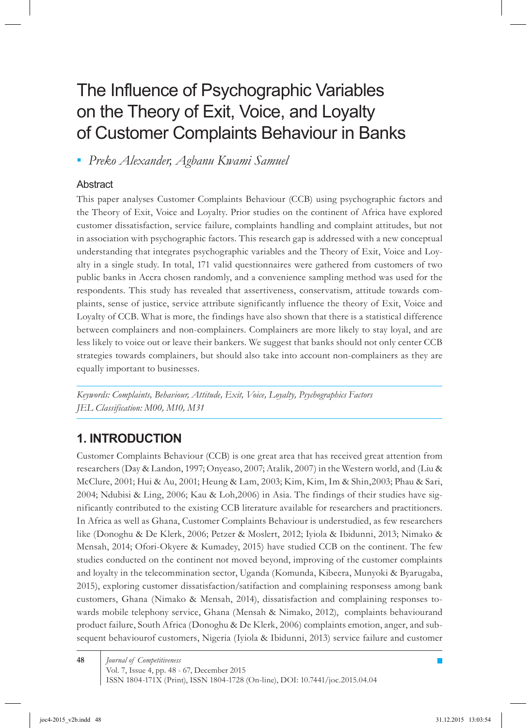# The Influence of Psychographic Variables on the Theory of Exit, Voice, and Loyalty of Customer Complaints Behaviour in Banks

*Preko Alexander, Agbanu Kwami Samuel*

## Abstract

This paper analyses Customer Complaints Behaviour (CCB) using psychographic factors and the Theory of Exit, Voice and Loyalty. Prior studies on the continent of Africa have explored customer dissatisfaction, service failure, complaints handling and complaint attitudes, but not in association with psychographic factors. This research gap is addressed with a new conceptual understanding that integrates psychographic variables and the Theory of Exit, Voice and Loyalty in a single study. In total, 171 valid questionnaires were gathered from customers of two public banks in Accra chosen randomly, and a convenience sampling method was used for the respondents. This study has revealed that assertiveness, conservatism, attitude towards complaints, sense of justice, service attribute significantly influence the theory of Exit, Voice and Loyalty of CCB. What is more, the findings have also shown that there is a statistical difference between complainers and non-complainers. Complainers are more likely to stay loyal, and are less likely to voice out or leave their bankers. We suggest that banks should not only center CCB strategies towards complainers, but should also take into account non-complainers as they are equally important to businesses.

*Keywords: Complaints, Behaviour, Attitude, Exit, Voice, Loyalty, Psychographics Factors*
*JEL Classification: M00, M10, M31*

## 1. INTRODUCTION

Customer Complaints Behaviour (CCB) is one great area that has received great attention from researchers (Day & Landon, 1997; Onyeaso, 2007; Atalik, 2007) in the Western world, and (Liu & McClure, 2001; Hui & Au, 2001; Heung & Lam, 2003; Kim, Kim, Im & Shin,2003; Phau & Sari, 2004; Ndubisi & Ling, 2006; Kau & Loh,2006) in Asia. The findings of their studies have significantly contributed to the existing CCB literature available for researchers and practitioners. In Africa as well as Ghana, Customer Complaints Behaviour is understudied, as few researchers like (Donoghu & De Klerk, 2006; Petzer & Moslert, 2012; Iyiola & Ibidunni, 2013; Nimako & Mensah, 2014; Ofori-Okyere & Kumadey, 2015) have studied CCB on the continent. The few studies conducted on the continent not moved beyond, improving of the customer complaints and loyalty in the telecommination sector, Uganda (Komunda, Kibeera, Munyoki & Byarugaba, 2015), exploring customer dissatisfaction/satifaction and complaining responsess among bank customers, Ghana (Nimako & Mensah, 2014), dissatisfaction and complaining responses towards mobile telephony service, Ghana (Mensah & Nimako, 2012), complaints behaviourand product failure, South Africa (Donoghu & De Klerk, 2006) complaints emotion, anger, and subsequent behaviourof customers, Nigeria (Iyiola & Ibidunni, 2013) service failure and customer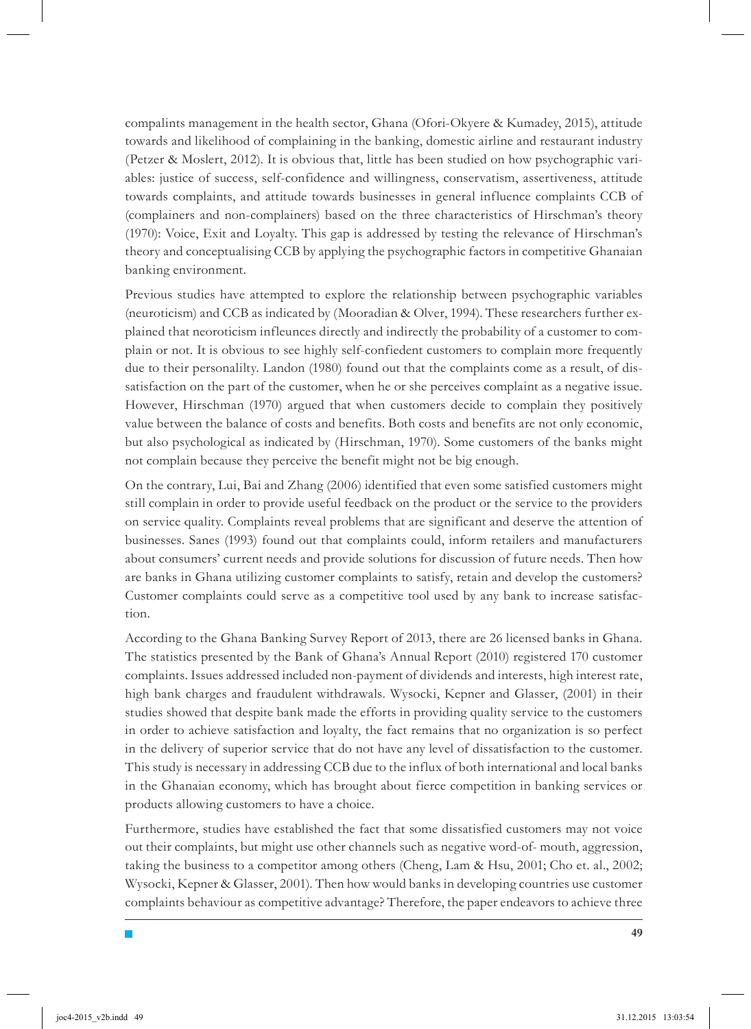compalints management in the health sector, Ghana (Ofori-Okyere & Kumadey, 2015), attitude towards and likelihood of complaining in the banking, domestic airline and restaurant industry (Petzer & Moslert, 2012). It is obvious that, little has been studied on how psychographic variables: justice of success, self-confidence and willingness, conservatism, assertiveness, attitude towards complaints, and attitude towards businesses in general influence complaints CCB of (complainers and non-complainers) based on the three characteristics of Hirschman's theory (1970): Voice, Exit and Loyalty. This gap is addressed by testing the relevance of Hirschman's theory and conceptualising CCB by applying the psychographic factors in competitive Ghanaian banking environment.

Previous studies have attempted to explore the relationship between psychographic variables (neuroticism) and CCB as indicated by (Mooradian & Olver, 1994). These researchers further explained that neoroticism infleunces directly and indirectly the probability of a customer to complain or not. It is obvious to see highly self-confiedent customers to complain more frequently due to their personalilty. Landon (1980) found out that the complaints come as a result, of dissatisfaction on the part of the customer, when he or she perceives complaint as a negative issue. However, Hirschman (1970) argued that when customers decide to complain they positively value between the balance of costs and benefits. Both costs and benefits are not only economic, but also psychological as indicated by (Hirschman, 1970). Some customers of the banks might not complain because they perceive the benefit might not be big enough.

On the contrary, Lui, Bai and Zhang (2006) identified that even some satisfied customers might still complain in order to provide useful feedback on the product or the service to the providers on service quality. Complaints reveal problems that are significant and deserve the attention of businesses. Sanes (1993) found out that complaints could, inform retailers and manufacturers about consumers' current needs and provide solutions for discussion of future needs. Then how are banks in Ghana utilizing customer complaints to satisfy, retain and develop the customers? Customer complaints could serve as a competitive tool used by any bank to increase satisfaction.

According to the Ghana Banking Survey Report of 2013, there are 26 licensed banks in Ghana. The statistics presented by the Bank of Ghana's Annual Report (2010) registered 170 customer complaints. Issues addressed included non-payment of dividends and interests, high interest rate, high bank charges and fraudulent withdrawals. Wysocki, Kepner and Glasser, (2001) in their studies showed that despite bank made the efforts in providing quality service to the customers in order to achieve satisfaction and loyalty, the fact remains that no organization is so perfect in the delivery of superior service that do not have any level of dissatisfaction to the customer. This study is necessary in addressing CCB due to the influx of both international and local banks in the Ghanaian economy, which has brought about fierce competition in banking services or products allowing customers to have a choice.

Furthermore, studies have established the fact that some dissatisfied customers may not voice out their complaints, but might use other channels such as negative word-of- mouth, aggression, taking the business to a competitor among others (Cheng, Lam & Hsu, 2001; Cho et. al., 2002; Wysocki, Kepner & Glasser, 2001). Then how would banks in developing countries use customer complaints behaviour as competitive advantage? Therefore, the paper endeavors to achieve three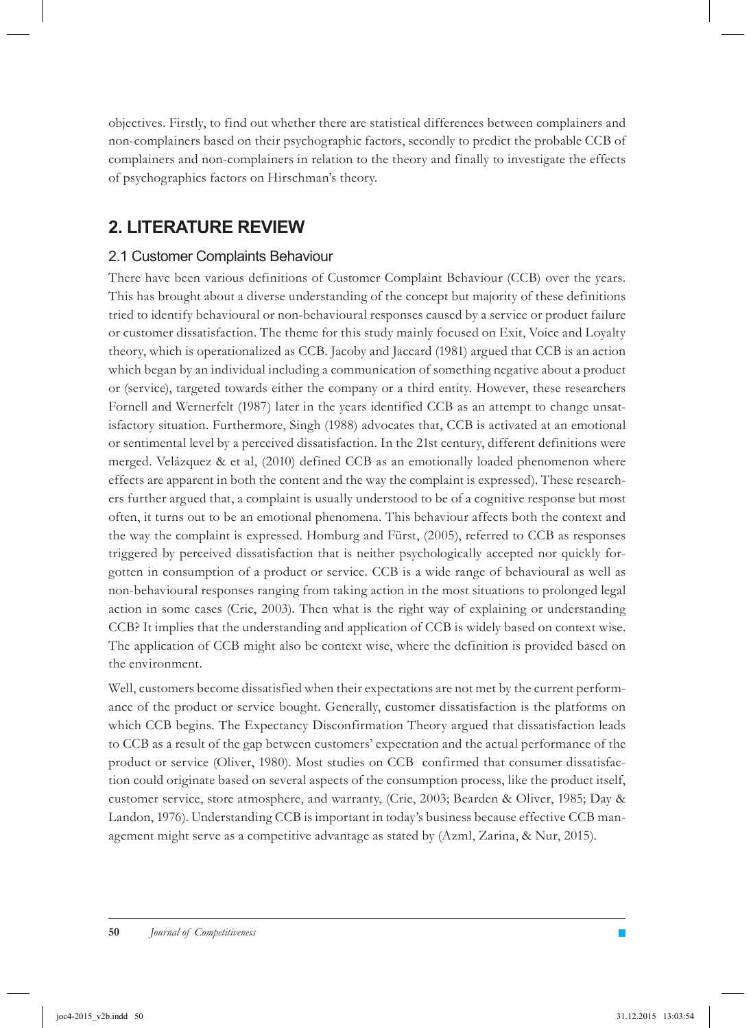objectives. Firstly, to find out whether there are statistical differences between complainers and non-complainers based on their psychographic factors, secondly to predict the probable CCB of complainers and non-complainers in relation to the theory and finally to investigate the effects of psychographics factors on Hirschman's theory.

## 2. LITERATURE REVIEW

### 2.1 Customer Complaints Behaviour

There have been various definitions of Customer Complaint Behaviour (CCB) over the years. This has brought about a diverse understanding of the concept but majority of these definitions tried to identify behavioural or non-behavioural responses caused by a service or product failure or customer dissatisfaction. The theme for this study mainly focused on Exit, Voice and Loyalty theory, which is operationalized as CCB. Jacoby and Jaccard (1981) argued that CCB is an action which began by an individual including a communication of something negative about a product or (service), targeted towards either the company or a third entity. However, these researchers Fornell and Wernerfelt (1987) later in the years identified CCB as an attempt to change unsatisfactory situation. Furthermore, Singh (1988) advocates that, CCB is activated at an emotional or sentimental level by a perceived dissatisfaction. In the 21st century, different definitions were merged. Velázquez & et al, (2010) defined CCB as an emotionally loaded phenomenon where effects are apparent in both the content and the way the complaint is expressed). These researchers further argued that, a complaint is usually understood to be of a cognitive response but most often, it turns out to be an emotional phenomena. This behaviour affects both the context and the way the complaint is expressed. Homburg and Fürst, (2005), referred to CCB as responses triggered by perceived dissatisfaction that is neither psychologically accepted nor quickly forgotten in consumption of a product or service. CCB is a wide range of behavioural as well as non-behavioural responses ranging from taking action in the most situations to prolonged legal action in some cases (Crie, 2003). Then what is the right way of explaining or understanding CCB? It implies that the understanding and application of CCB is widely based on context wise. The application of CCB might also be context wise, where the definition is provided based on the environment.

Well, customers become dissatisfied when their expectations are not met by the current performance of the product or service bought. Generally, customer dissatisfaction is the platforms on which CCB begins. The Expectancy Disconfirmation Theory argued that dissatisfaction leads to CCB as a result of the gap between customers' expectation and the actual performance of the product or service (Oliver, 1980). Most studies on CCB confirmed that consumer dissatisfaction could originate based on several aspects of the consumption process, like the product itself, customer service, store atmosphere, and warranty, (Crie, 2003; Bearden & Oliver, 1985; Day & Landon, 1976). Understanding CCB is important in today's business because effective CCB management might serve as a competitive advantage as stated by (Azml, Zarina, & Nur, 2015).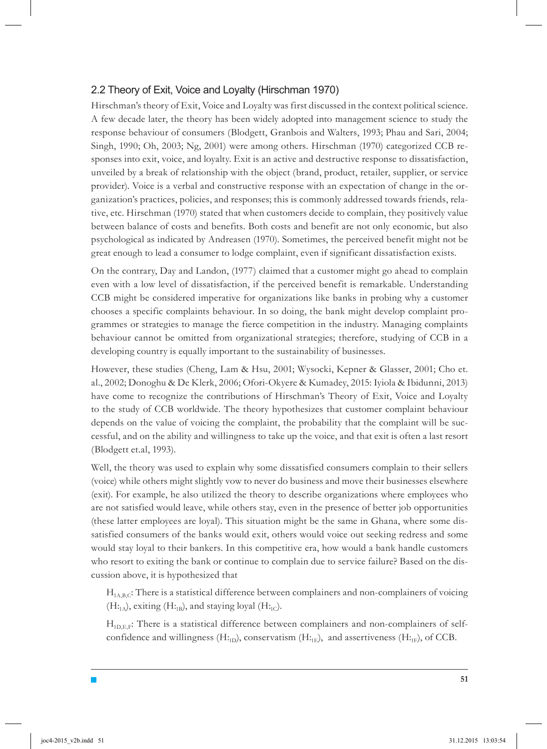## 2.2 Theory of Exit, Voice and Loyalty (Hirschman 1970)

Hirschman's theory of Exit, Voice and Loyalty was first discussed in the context political science. A few decade later, the theory has been widely adopted into management science to study the response behaviour of consumers (Blodgett, Granbois and Walters, 1993; Phau and Sari, 2004; Singh, 1990; Oh, 2003; Ng, 2001) were among others. Hirschman (1970) categorized CCB responses into exit, voice, and loyalty. Exit is an active and destructive response to dissatisfaction, unveiled by a break of relationship with the object (brand, product, retailer, supplier, or service provider). Voice is a verbal and constructive response with an expectation of change in the organization's practices, policies, and responses; this is commonly addressed towards friends, relative, etc. Hirschman (1970) stated that when customers decide to complain, they positively value between balance of costs and benefits. Both costs and benefit are not only economic, but also psychological as indicated by Andreasen (1970). Sometimes, the perceived benefit might not be great enough to lead a consumer to lodge complaint, even if significant dissatisfaction exists.

On the contrary, Day and Landon, (1977) claimed that a customer might go ahead to complain even with a low level of dissatisfaction, if the perceived benefit is remarkable. Understanding CCB might be considered imperative for organizations like banks in probing why a customer chooses a specific complaints behaviour. In so doing, the bank might develop complaint programmes or strategies to manage the fierce competition in the industry. Managing complaints behaviour cannot be omitted from organizational strategies; therefore, studying of CCB in a developing country is equally important to the sustainability of businesses.

However, these studies (Cheng, Lam & Hsu, 2001; Wysocki, Kepner & Glasser, 2001; Cho et. al., 2002; Donoghu & De Klerk, 2006; Ofori-Okyere & Kumadey, 2015: Iyiola & Ibidunni, 2013) have come to recognize the contributions of Hirschman's Theory of Exit, Voice and Loyalty to the study of CCB worldwide. The theory hypothesizes that customer complaint behaviour depends on the value of voicing the complaint, the probability that the complaint will be successful, and on the ability and willingness to take up the voice, and that exit is often a last resort (Blodgett et.al, 1993).

Well, the theory was used to explain why some dissatisfied consumers complain to their sellers (voice) while others might slightly vow to never do business and move their businesses elsewhere (exit). For example, he also utilized the theory to describe organizations where employees who are not satisfied would leave, while others stay, even in the presence of better job opportunities (these latter employees are loyal). This situation might be the same in Ghana, where some dissatisfied consumers of the banks would exit, others would voice out seeking redress and some would stay loyal to their bankers. In this competitive era, how would a bank handle customers who resort to exiting the bank or continue to complain due to service failure? Based on the discussion above, it is hypothesized that

$H_{1A,B,C}$: There is a statistical difference between complainers and non-complainers of voicing ($H:_{1A}$), exiting ($H:_{1B}$), and staying loyal ($H:_{1C}$).

$H_{1D,E,F}$: There is a statistical difference between complainers and non-complainers of self-confidence and willingness ($H:_{1D}$), conservatism ($H:_{1E}$), and assertiveness ($H:_{1F}$), of CCB.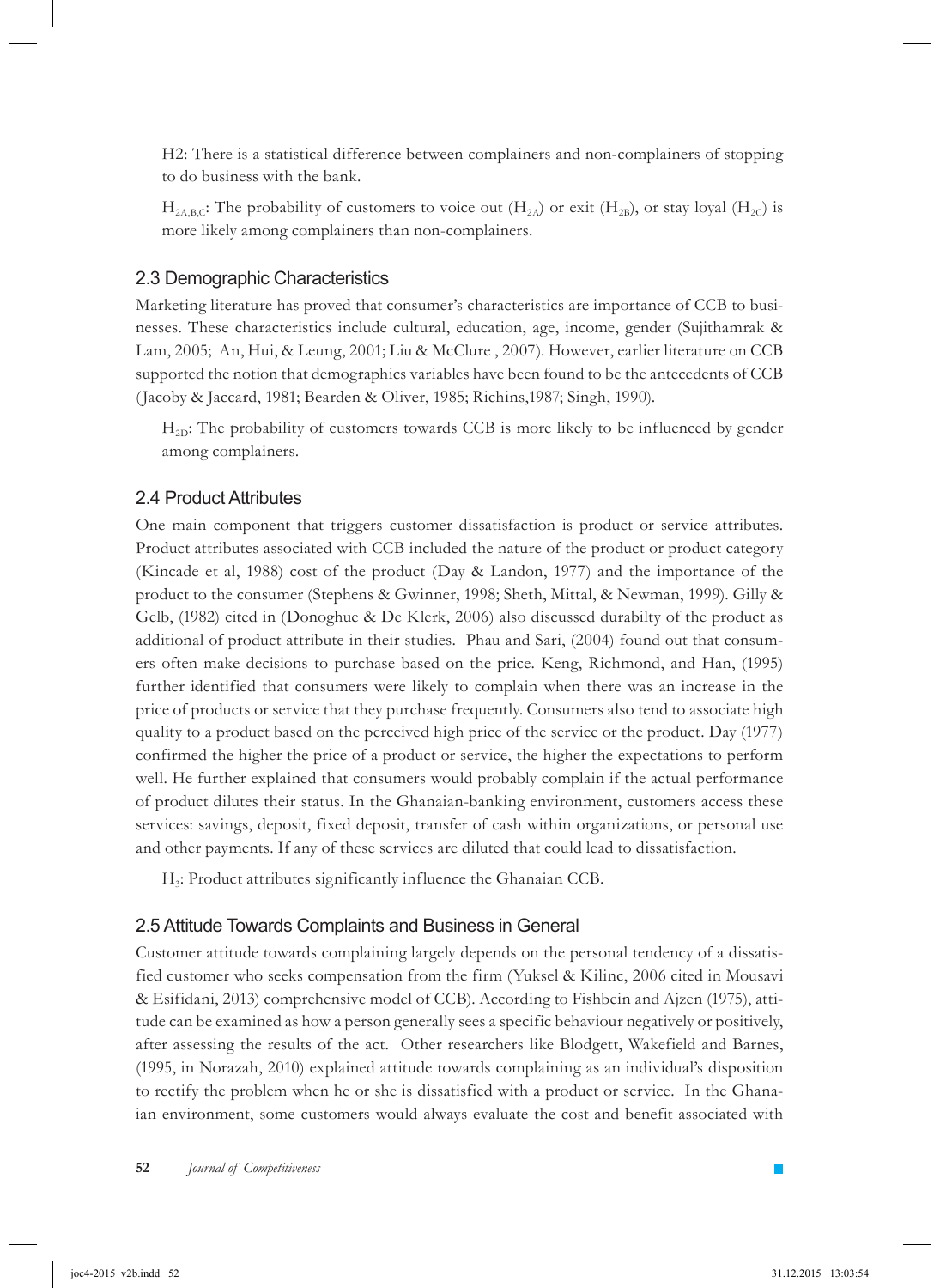H2: There is a statistical difference between complainers and non-complainers of stopping to do business with the bank.

$H_{2A,B,C}$: The probability of customers to voice out ($H_{2A}$) or exit ($H_{2B}$), or stay loyal ($H_{2C}$) is more likely among complainers than non-complainers.

## 2.3 Demographic Characteristics

Marketing literature has proved that consumer's characteristics are importance of CCB to businesses. These characteristics include cultural, education, age, income, gender (Sujithamrak & Lam, 2005; An, Hui, & Leung, 2001; Liu & McClure , 2007). However, earlier literature on CCB supported the notion that demographics variables have been found to be the antecedents of CCB (Jacoby & Jaccard, 1981; Bearden & Oliver, 1985; Richins,1987; Singh, 1990).

$H_{2D}$: The probability of customers towards CCB is more likely to be influenced by gender among complainers.

## 2.4 Product Attributes

One main component that triggers customer dissatisfaction is product or service attributes. Product attributes associated with CCB included the nature of the product or product category (Kincade et al, 1988) cost of the product (Day & Landon, 1977) and the importance of the product to the consumer (Stephens & Gwinner, 1998; Sheth, Mittal, & Newman, 1999). Gilly & Gelb, (1982) cited in (Donoghue & De Klerk, 2006) also discussed durabilty of the product as additional of product attribute in their studies. Phau and Sari, (2004) found out that consumers often make decisions to purchase based on the price. Keng, Richmond, and Han, (1995) further identified that consumers were likely to complain when there was an increase in the price of products or service that they purchase frequently. Consumers also tend to associate high quality to a product based on the perceived high price of the service or the product. Day (1977) confirmed the higher the price of a product or service, the higher the expectations to perform well. He further explained that consumers would probably complain if the actual performance of product dilutes their status. In the Ghanaian-banking environment, customers access these services: savings, deposit, fixed deposit, transfer of cash within organizations, or personal use and other payments. If any of these services are diluted that could lead to dissatisfaction.

$H_3$: Product attributes significantly influence the Ghanaian CCB.

## 2.5 Attitude Towards Complaints and Business in General

Customer attitude towards complaining largely depends on the personal tendency of a dissatisfied customer who seeks compensation from the firm (Yuksel & Kilinc, 2006 cited in Mousavi & Esifidani, 2013) comprehensive model of CCB). According to Fishbein and Ajzen (1975), attitude can be examined as how a person generally sees a specific behaviour negatively or positively, after assessing the results of the act. Other researchers like Blodgett, Wakefield and Barnes, (1995, in Norazah, 2010) explained attitude towards complaining as an individual's disposition to rectify the problem when he or she is dissatisfied with a product or service. In the Ghanaian environment, some customers would always evaluate the cost and benefit associated with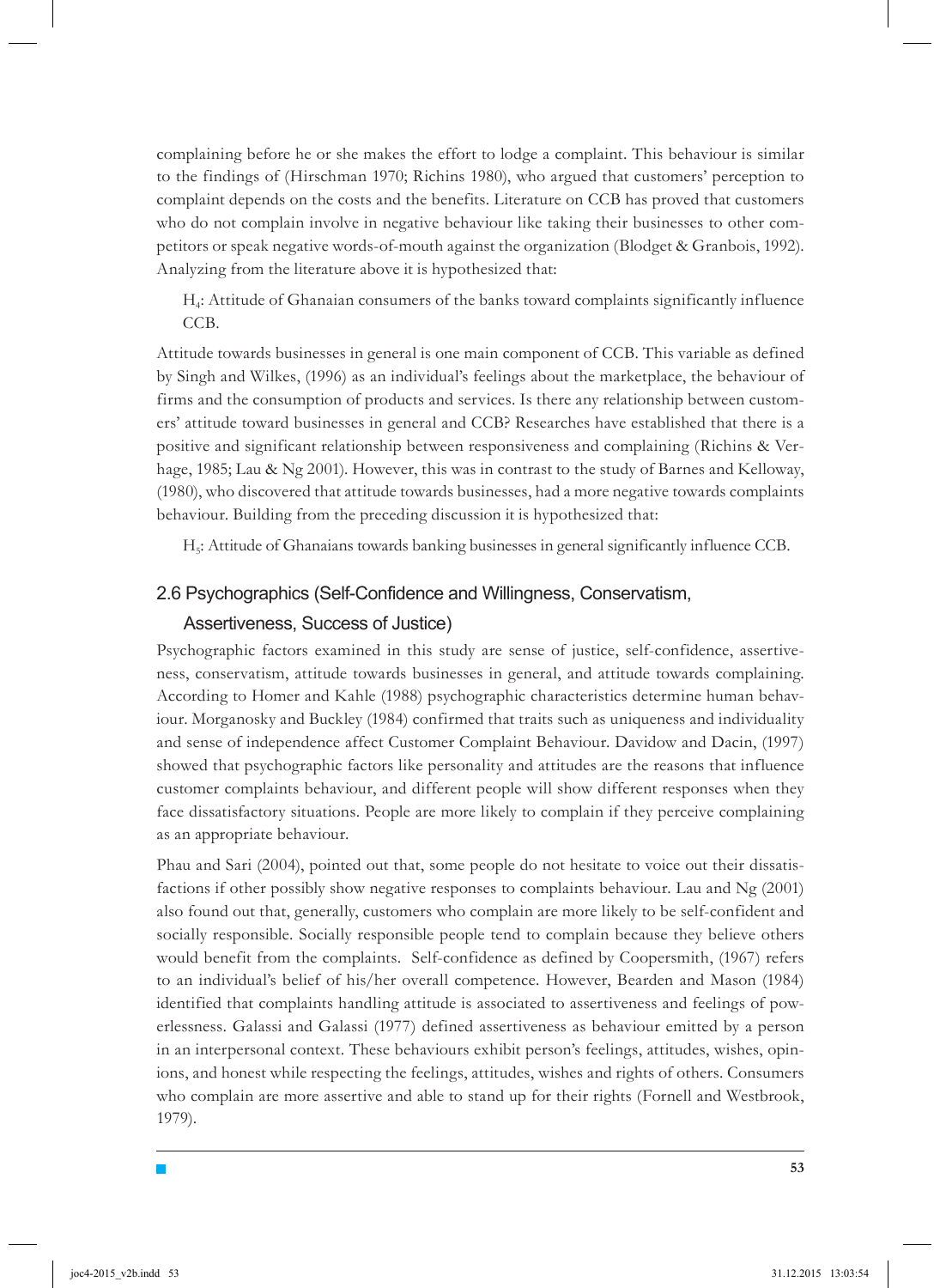complaining before he or she makes the effort to lodge a complaint. This behaviour is similar to the findings of (Hirschman 1970; Richins 1980), who argued that customers' perception to complaint depends on the costs and the benefits. Literature on CCB has proved that customers who do not complain involve in negative behaviour like taking their businesses to other competitors or speak negative words-of-mouth against the organization (Blodget & Granbois, 1992). Analyzing from the literature above it is hypothesized that:

> $H_4$: Attitude of Ghanaian consumers of the banks toward complaints significantly influence CCB.

Attitude towards businesses in general is one main component of CCB. This variable as defined by Singh and Wilkes, (1996) as an individual's feelings about the marketplace, the behaviour of firms and the consumption of products and services. Is there any relationship between customers' attitude toward businesses in general and CCB? Researches have established that there is a positive and significant relationship between responsiveness and complaining (Richins & Verhage, 1985; Lau & Ng 2001). However, this was in contrast to the study of Barnes and Kelloway, (1980), who discovered that attitude towards businesses, had a more negative towards complaints behaviour. Building from the preceding discussion it is hypothesized that:

> $H_5$: Attitude of Ghanaians towards banking businesses in general significantly influence CCB.

## 2.6 Psychographics (Self-Confidence and Willingness, Conservatism, Assertiveness, Success of Justice)

Psychographic factors examined in this study are sense of justice, self-confidence, assertiveness, conservatism, attitude towards businesses in general, and attitude towards complaining. According to Homer and Kahle (1988) psychographic characteristics determine human behaviour. Morganosky and Buckley (1984) confirmed that traits such as uniqueness and individuality and sense of independence affect Customer Complaint Behaviour. Davidow and Dacin, (1997) showed that psychographic factors like personality and attitudes are the reasons that influence customer complaints behaviour, and different people will show different responses when they face dissatisfactory situations. People are more likely to complain if they perceive complaining as an appropriate behaviour.

Phau and Sari (2004), pointed out that, some people do not hesitate to voice out their dissatisfactions if other possibly show negative responses to complaints behaviour. Lau and Ng (2001) also found out that, generally, customers who complain are more likely to be self-confident and socially responsible. Socially responsible people tend to complain because they believe others would benefit from the complaints. Self-confidence as defined by Coopersmith, (1967) refers to an individual's belief of his/her overall competence. However, Bearden and Mason (1984) identified that complaints handling attitude is associated to assertiveness and feelings of powerlessness. Galassi and Galassi (1977) defined assertiveness as behaviour emitted by a person in an interpersonal context. These behaviours exhibit person's feelings, attitudes, wishes, opinions, and honest while respecting the feelings, attitudes, wishes and rights of others. Consumers who complain are more assertive and able to stand up for their rights (Fornell and Westbrook, 1979).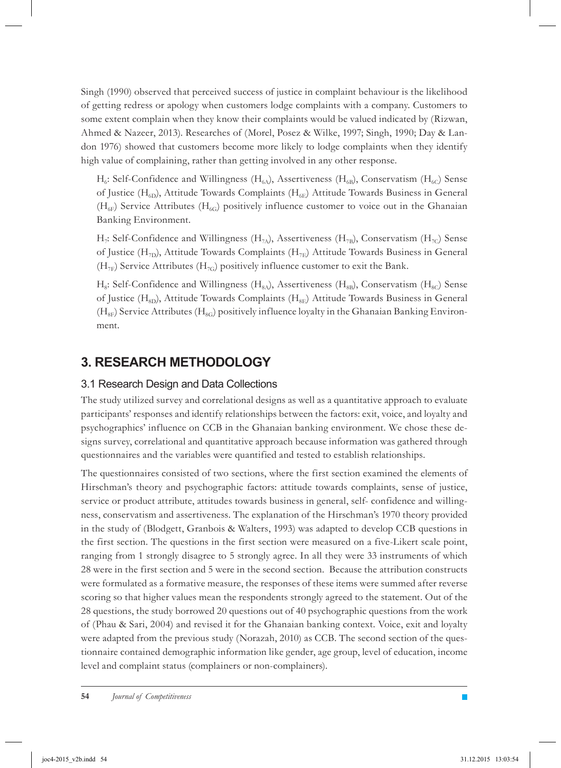Singh (1990) observed that perceived success of justice in complaint behaviour is the likelihood of getting redress or apology when customers lodge complaints with a company. Customers to some extent complain when they know their complaints would be valued indicated by (Rizwan, Ahmed & Nazeer, 2013). Researches of (Morel, Posez & Wilke, 1997; Singh, 1990; Day & Landon 1976) showed that customers become more likely to lodge complaints when they identify high value of complaining, rather than getting involved in any other response.

$H_6$: Self-Confidence and Willingness ($H_{6A}$), Assertiveness ($H_{6B}$), Conservatism ($H_{6C}$) Sense of Justice ($H_{6D}$), Attitude Towards Complaints ($H_{6E}$) Attitude Towards Business in General ($H_{6F}$) Service Attributes ($H_{6G}$) positively influence customer to voice out in the Ghanaian Banking Environment.

$H_7$: Self-Confidence and Willingness ($H_{7A}$), Assertiveness ($H_{7B}$), Conservatism ($H_{7C}$) Sense of Justice ($H_{7D}$), Attitude Towards Complaints ($H_{7E}$) Attitude Towards Business in General ($H_{7F}$) Service Attributes ($H_{7G}$) positively influence customer to exit the Bank.

$H_8$: Self-Confidence and Willingness ($H_{8A}$), Assertiveness ($H_{8B}$), Conservatism ($H_{8C}$) Sense of Justice ($H_{8D}$), Attitude Towards Complaints ($H_{8E}$) Attitude Towards Business in General ($H_{8F}$) Service Attributes ($H_{8G}$) positively influence loyalty in the Ghanaian Banking Environment.

## 3. RESEARCH METHODOLOGY

### 3.1 Research Design and Data Collections

The study utilized survey and correlational designs as well as a quantitative approach to evaluate participants' responses and identify relationships between the factors: exit, voice, and loyalty and psychographics' influence on CCB in the Ghanaian banking environment. We chose these designs survey, correlational and quantitative approach because information was gathered through questionnaires and the variables were quantified and tested to establish relationships.

The questionnaires consisted of two sections, where the first section examined the elements of Hirschman's theory and psychographic factors: attitude towards complaints, sense of justice, service or product attribute, attitudes towards business in general, self- confidence and willingness, conservatism and assertiveness. The explanation of the Hirschman's 1970 theory provided in the study of (Blodgett, Granbois & Walters, 1993) was adapted to develop CCB questions in the first section. The questions in the first section were measured on a five-Likert scale point, ranging from 1 strongly disagree to 5 strongly agree. In all they were 33 instruments of which 28 were in the first section and 5 were in the second section. Because the attribution constructs were formulated as a formative measure, the responses of these items were summed after reverse scoring so that higher values mean the respondents strongly agreed to the statement. Out of the 28 questions, the study borrowed 20 questions out of 40 psychographic questions from the work of (Phau & Sari, 2004) and revised it for the Ghanaian banking context. Voice, exit and loyalty were adapted from the previous study (Norazah, 2010) as CCB. The second section of the questionnaire contained demographic information like gender, age group, level of education, income level and complaint status (complainers or non-complainers).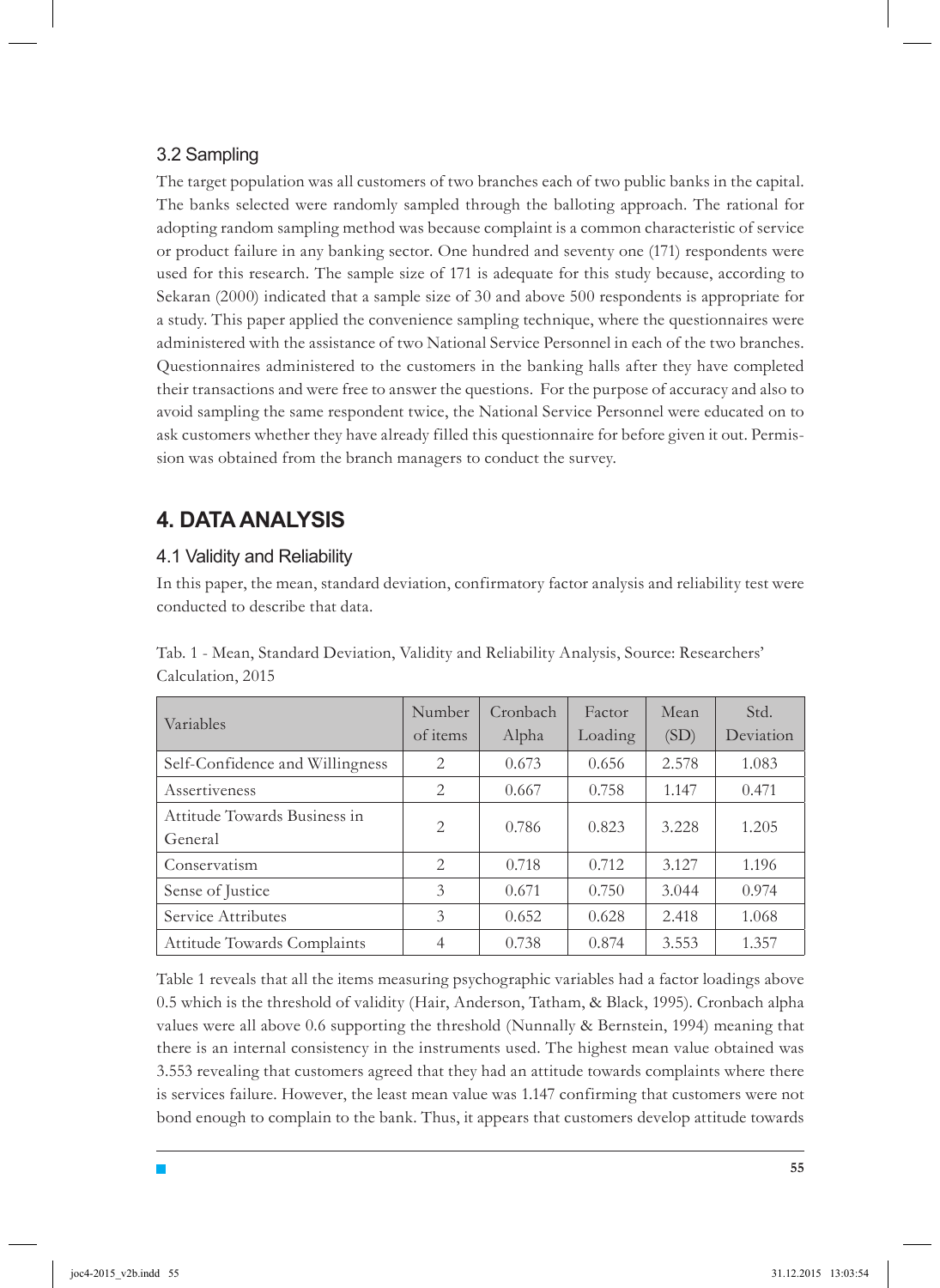### 3.2 Sampling

The target population was all customers of two branches each of two public banks in the capital. The banks selected were randomly sampled through the balloting approach. The rational for adopting random sampling method was because complaint is a common characteristic of service or product failure in any banking sector. One hundred and seventy one (171) respondents were used for this research. The sample size of 171 is adequate for this study because, according to Sekaran (2000) indicated that a sample size of 30 and above 500 respondents is appropriate for a study. This paper applied the convenience sampling technique, where the questionnaires were administered with the assistance of two National Service Personnel in each of the two branches. Questionnaires administered to the customers in the banking halls after they have completed their transactions and were free to answer the questions. For the purpose of accuracy and also to avoid sampling the same respondent twice, the National Service Personnel were educated on to ask customers whether they have already filled this questionnaire for before given it out. Permission was obtained from the branch managers to conduct the survey.

## 4. DATA ANALYSIS

### 4.1 Validity and Reliability

In this paper, the mean, standard deviation, confirmatory factor analysis and reliability test were conducted to describe that data.

Tab. 1 - Mean, Standard Deviation, Validity and Reliability Analysis, Source: Researchers' Calculation, 2015

| Variables | Number of items | Cronbach Alpha | Factor Loading | Mean (SD) | Std. Deviation |
|---|---|---|---|---|---|
| Self-Confidence and Willingness | 2 | 0.673 | 0.656 | 2.578 | 1.083 |
| Assertiveness | 2 | 0.667 | 0.758 | 1.147 | 0.471 |
| Attitude Towards Business in General | 2 | 0.786 | 0.823 | 3.228 | 1.205 |
| Conservatism | 2 | 0.718 | 0.712 | 3.127 | 1.196 |
| Sense of Justice | 3 | 0.671 | 0.750 | 3.044 | 0.974 |
| Service Attributes | 3 | 0.652 | 0.628 | 2.418 | 1.068 |
| Attitude Towards Complaints | 4 | 0.738 | 0.874 | 3.553 | 1.357 |

Table 1 reveals that all the items measuring psychographic variables had a factor loadings above 0.5 which is the threshold of validity (Hair, Anderson, Tatham, & Black, 1995). Cronbach alpha values were all above 0.6 supporting the threshold (Nunnally & Bernstein, 1994) meaning that there is an internal consistency in the instruments used. The highest mean value obtained was 3.553 revealing that customers agreed that they had an attitude towards complaints where there is services failure. However, the least mean value was 1.147 confirming that customers were not bond enough to complain to the bank. Thus, it appears that customers develop attitude towards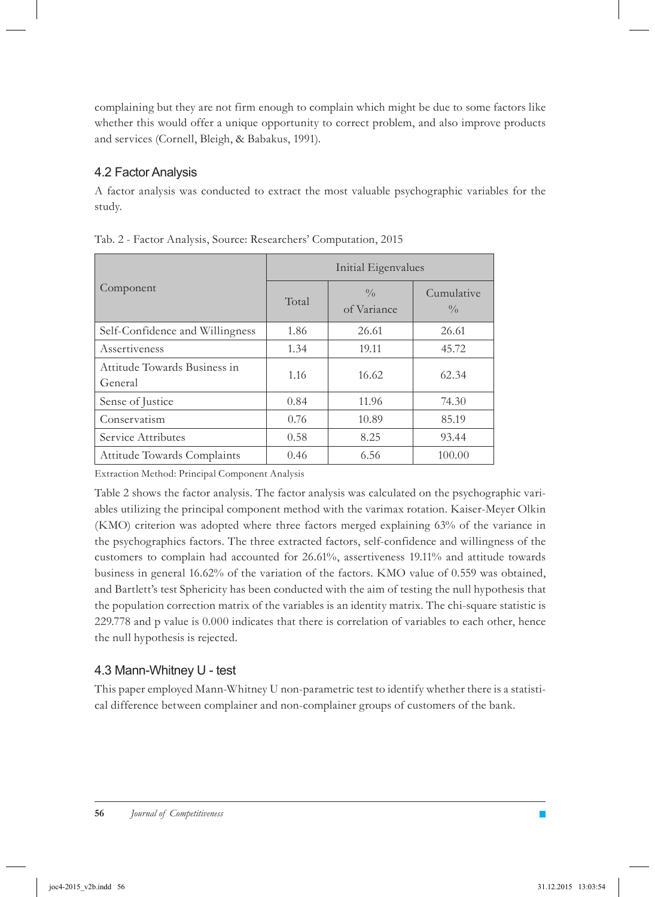complaining but they are not firm enough to complain which might be due to some factors like whether this would offer a unique opportunity to correct problem, and also improve products and services (Cornell, Bleigh, & Babakus, 1991).

## 4.2 Factor Analysis

A factor analysis was conducted to extract the most valuable psychographic variables for the study.

Tab. 2 - Factor Analysis, Source: Researchers' Computation, 2015

| Component | Initial Eigenvalues | | |
|---|---|---|---|
| | Total | % of Variance | Cumulative % |
| Self-Confidence and Willingness | 1.86 | 26.61 | 26.61 |
| Assertiveness | 1.34 | 19.11 | 45.72 |
| Attitude Towards Business in General | 1.16 | 16.62 | 62.34 |
| Sense of Justice | 0.84 | 11.96 | 74.30 |
| Conservatism | 0.76 | 10.89 | 85.19 |
| Service Attributes | 0.58 | 8.25 | 93.44 |
| Attitude Towards Complaints | 0.46 | 6.56 | 100.00 |

Extraction Method: Principal Component Analysis

Table 2 shows the factor analysis. The factor analysis was calculated on the psychographic variables utilizing the principal component method with the varimax rotation. Kaiser-Meyer Olkin (KMO) criterion was adopted where three factors merged explaining 63% of the variance in the psychographics factors. The three extracted factors, self-confidence and willingness of the customers to complain had accounted for 26.61%, assertiveness 19.11% and attitude towards business in general 16.62% of the variation of the factors. KMO value of 0.559 was obtained, and Bartlett's test Sphericity has been conducted with the aim of testing the null hypothesis that the population correction matrix of the variables is an identity matrix. The chi-square statistic is 229.778 and p value is 0.000 indicates that there is correlation of variables to each other, hence the null hypothesis is rejected.

## 4.3 Mann-Whitney U - test

This paper employed Mann-Whitney U non-parametric test to identify whether there is a statistical difference between complainer and non-complainer groups of customers of the bank.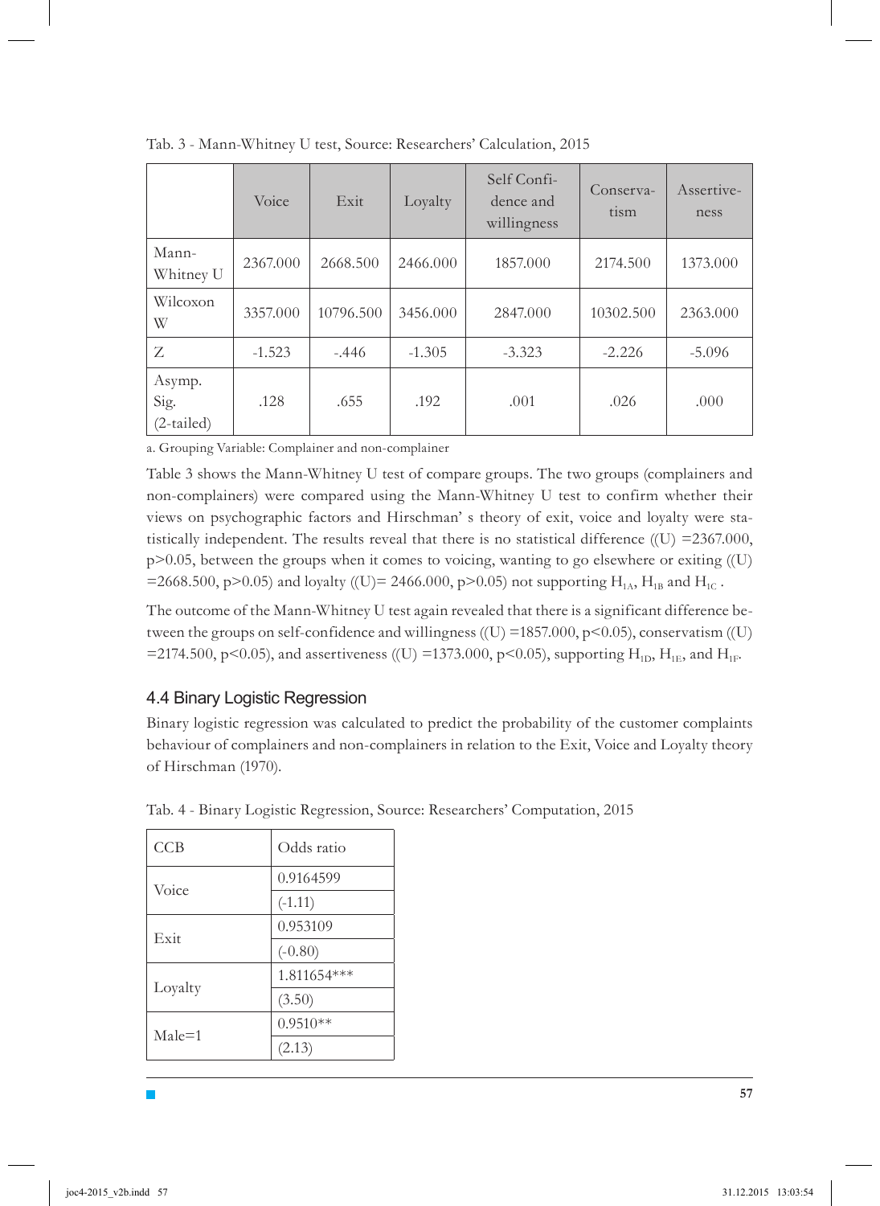Tab. 3 - Mann-Whitney U test, Source: Researchers' Calculation, 2015

| | Voice | Exit | Loyalty | Self Confidence and willingness | Conservatism | Assertiveness |
|---|---|---|---|---|---|---|
| Mann-Whitney U | 2367.000 | 2668.500 | 2466.000 | 1857.000 | 2174.500 | 1373.000 |
| Wilcoxon W | 3357.000 | 10796.500 | 3456.000 | 2847.000 | 10302.500 | 2363.000 |
| Z | -1.523 | -.446 | -1.305 | -3.323 | -2.226 | -5.096 |
| Asymp. Sig. (2-tailed) | .128 | .655 | .192 | .001 | .026 | .000 |

a. Grouping Variable: Complainer and non-complainer

Table 3 shows the Mann-Whitney U test of compare groups. The two groups (complainers and non-complainers) were compared using the Mann-Whitney U test to confirm whether their views on psychographic factors and Hirschman' s theory of exit, voice and loyalty were statistically independent. The results reveal that there is no statistical difference ((U) =2367.000, $p>0.05$, between the groups when it comes to voicing, wanting to go elsewhere or exiting ((U) =2668.500, $p>0.05$) and loyalty ((U)= 2466.000, $p>0.05$) not supporting $H_{1A}$, $H_{1B}$ and $H_{1C}$ .

The outcome of the Mann-Whitney U test again revealed that there is a significant difference between the groups on self-confidence and willingness ((U) =1857.000, $p<0.05$), conservatism ((U) =2174.500, $p<0.05$), and assertiveness ((U) =1373.000, $p<0.05$), supporting $H_{1D}$, $H_{1E}$, and $H_{1F}$.

## 4.4 Binary Logistic Regression

Binary logistic regression was calculated to predict the probability of the customer complaints behaviour of complainers and non-complainers in relation to the Exit, Voice and Loyalty theory of Hirschman (1970).

Tab. 4 - Binary Logistic Regression, Source: Researchers' Computation, 2015

| CCB | Odds ratio |
|---|---|
| Voice | 0.9164599 |
| | (-1.11) |
| Exit | 0.953109 |
| | (-0.80) |
| Loyalty | 1.811654*** |
| | (3.50) |
| Male=1 | 0.9510** |
| | (2.13) |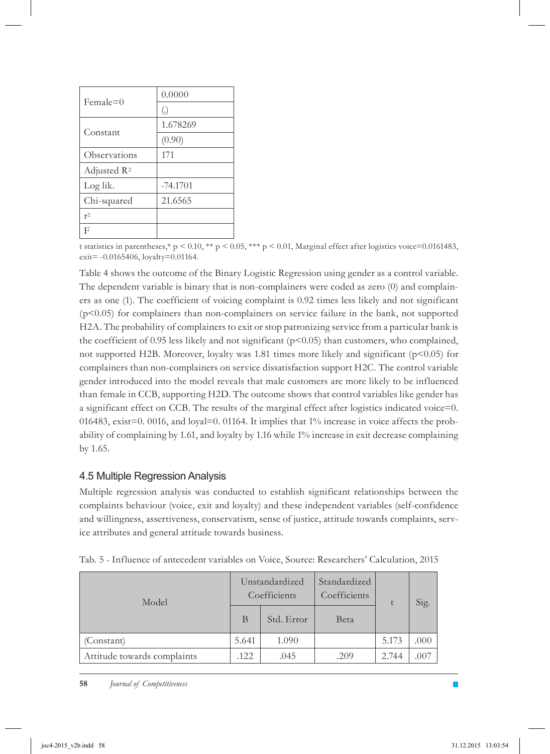| | |
|---|---|
| Female=0 | 0.0000 |
| | (.) |
| Constant | 1.678269 |
| | (0.90) |
| Observations | 171 |
| Adjusted $R^2$ | |
| Log lik. | -74.1701 |
| Chi-squared | 21.6565 |
| $r^2$ | |
| F | |

t statistics in parentheses,* $p < 0.10$, ** $p < 0.05$, *** $p < 0.01$, Marginal effect after logistics voice=0.0161483, exit= -0.0165406, loyalty=0.01164.

Table 4 shows the outcome of the Binary Logistic Regression using gender as a control variable. The dependent variable is binary that is non-complainers were coded as zero (0) and complainers as one (1). The coefficient of voicing complaint is 0.92 times less likely and not significant ($p<0.05$) for complainers than non-complainers on service failure in the bank, not supported H2A. The probability of complainers to exit or stop patronizing service from a particular bank is the coefficient of 0.95 less likely and not significant ($p<0.05$) than customers, who complained, not supported H2B. Moreover, loyalty was 1.81 times more likely and significant ($p<0.05$) for complainers than non-complainers on service dissatisfaction support H2C. The control variable gender introduced into the model reveals that male customers are more likely to be influenced than female in CCB, supporting H2D. The outcome shows that control variables like gender has a significant effect on CCB. The results of the marginal effect after logistics indicated voice=0. 016483, exist=0. 0016, and loyal=0. 01164. It implies that 1% increase in voice affects the probability of complaining by 1.61, and loyalty by 1.16 while 1% increase in exit decrease complaining by 1.65.

### 4.5 Multiple Regression Analysis

Multiple regression analysis was conducted to establish significant relationships between the complaints behaviour (voice, exit and loyalty) and these independent variables (self-confidence and willingness, assertiveness, conservatism, sense of justice, attitude towards complaints, service attributes and general attitude towards business.

Tab. 5 - Influence of antecedent variables on Voice, Source: Researchers' Calculation, 2015

| Model | Unstandardized Coefficients | | Standardized Coefficients | t | Sig. |
|---|---|---|---|---|---|
| | B | Std. Error | Beta | | |
| (Constant) | 5.641 | 1.090 | | 5.173 | .000 |
| Attitude towards complaints | .122 | .045 | .209 | 2.744 | .007 |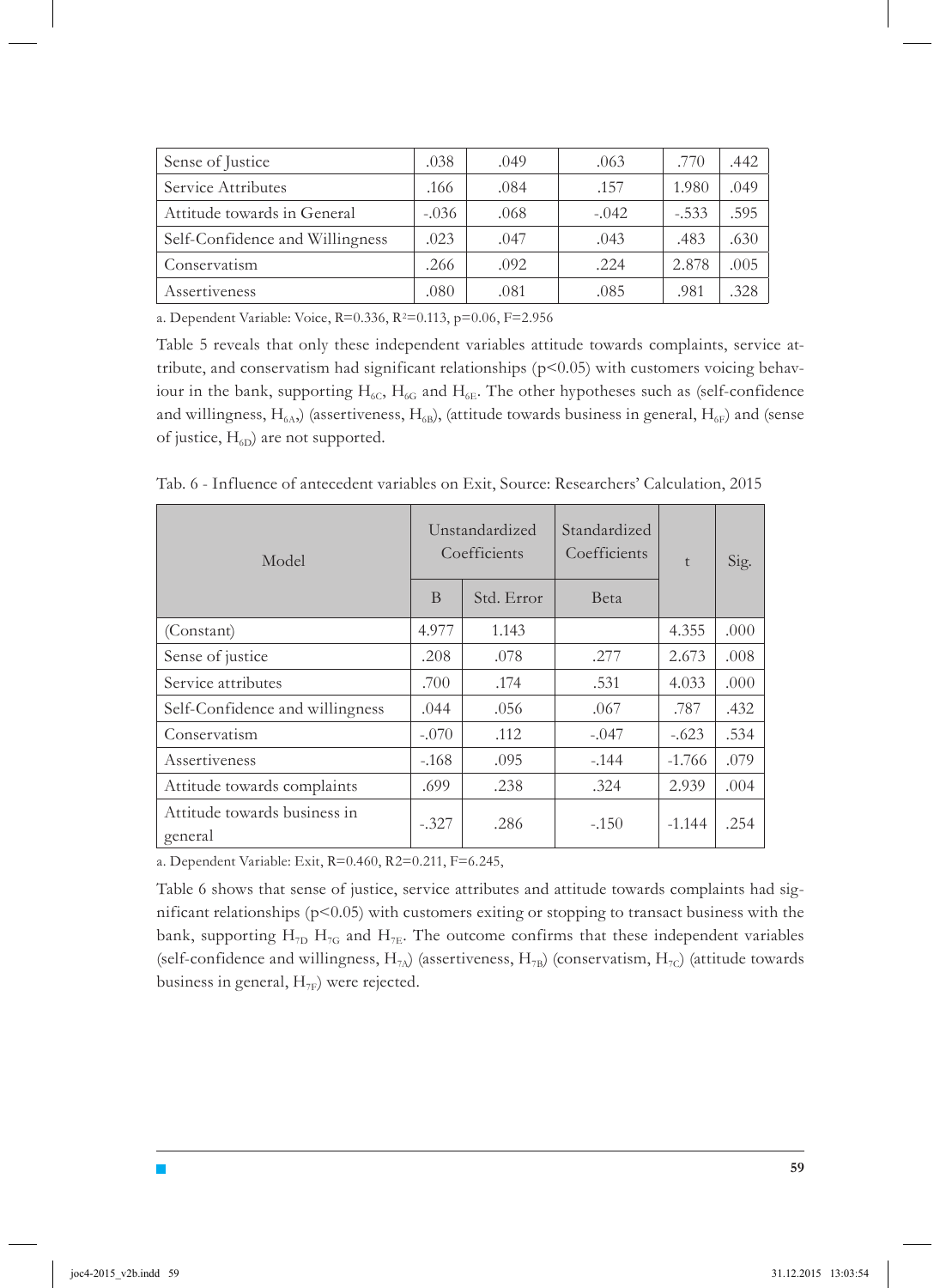| Sense of Justice | .038 | .049 | .063 | .770 | .442 |
|---|---|---|---|---|---|
| Service Attributes | .166 | .084 | .157 | 1.980 | .049 |
| Attitude towards in General | -.036 | .068 | -.042 | -.533 | .595 |
| Self-Confidence and Willingness | .023 | .047 | .043 | .483 | .630 |
| Conservatism | .266 | .092 | .224 | 2.878 | .005 |
| Assertiveness | .080 | .081 | .085 | .981 | .328 |

a. Dependent Variable: Voice, R=0.336, $R^2$=0.113, p=0.06, F=2.956

Table 5 reveals that only these independent variables attitude towards complaints, service attribute, and conservatism had significant relationships ($p<0.05$) with customers voicing behaviour in the bank, supporting $H_{6C}$, $H_{6G}$ and $H_{6E}$. The other hypotheses such as (self-confidence and willingness, $H_{6A}$,) (assertiveness, $H_{6B}$), (attitude towards business in general, $H_{6F}$) and (sense of justice, $H_{6D}$) are not supported.

Tab. 6 - Influence of antecedent variables on Exit, Source: Researchers' Calculation, 2015

| Model | Unstandardized Coefficients | | Standardized Coefficients | t | Sig. |
|---|---|---|---|---|---|
| | B | Std. Error | Beta | | |
| (Constant) | 4.977 | 1.143 | | 4.355 | .000 |
| Sense of justice | .208 | .078 | .277 | 2.673 | .008 |
| Service attributes | .700 | .174 | .531 | 4.033 | .000 |
| Self-Confidence and willingness | .044 | .056 | .067 | .787 | .432 |
| Conservatism | -.070 | .112 | -.047 | -.623 | .534 |
| Assertiveness | -.168 | .095 | -.144 | -1.766 | .079 |
| Attitude towards complaints | .699 | .238 | .324 | 2.939 | .004 |
| Attitude towards business in general | -.327 | .286 | -.150 | -1.144 | .254 |

a. Dependent Variable: Exit, R=0.460, R2=0.211, F=6.245,

Table 6 shows that sense of justice, service attributes and attitude towards complaints had significant relationships ($p<0.05$) with customers exiting or stopping to transact business with the bank, supporting $H_{7D}$ $H_{7G}$ and $H_{7E}$. The outcome confirms that these independent variables (self-confidence and willingness, $H_{7A}$) (assertiveness, $H_{7B}$) (conservatism, $H_{7C}$) (attitude towards business in general, $H_{7F}$) were rejected.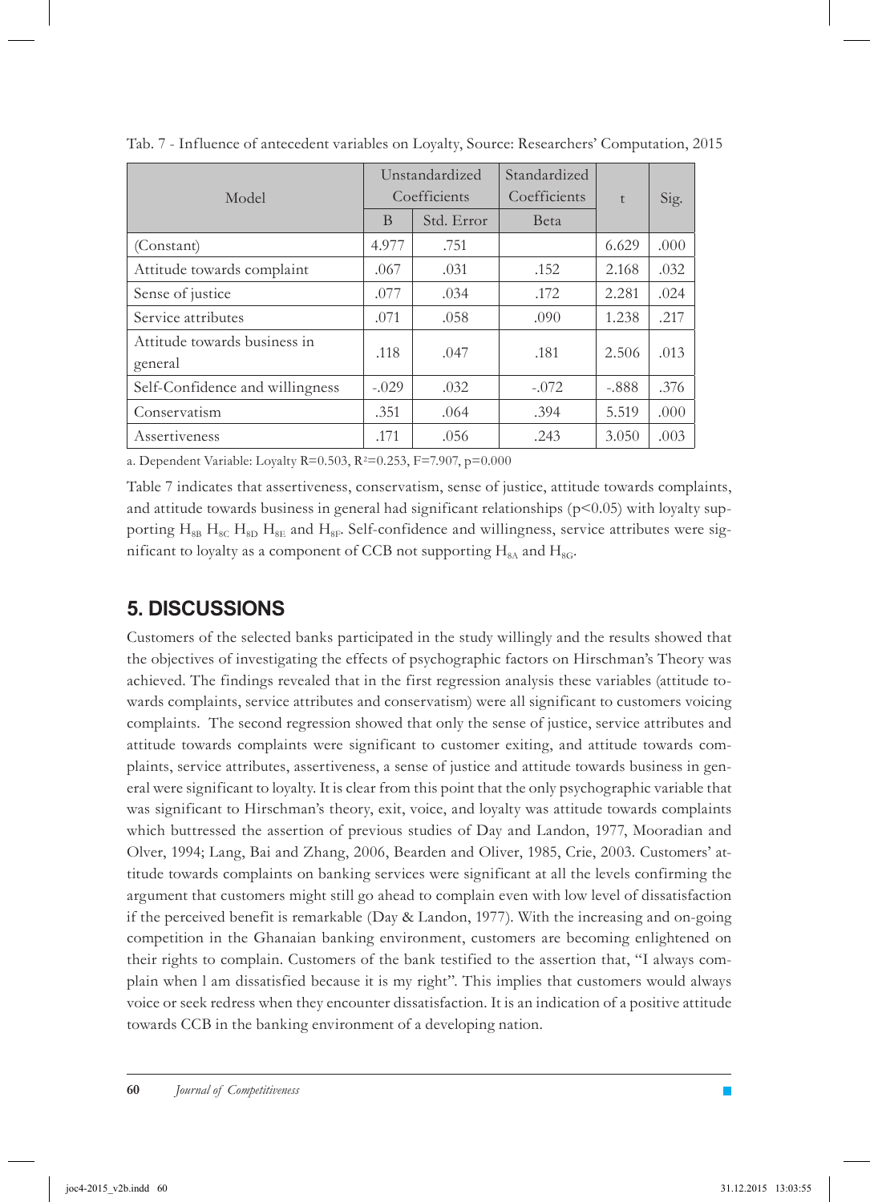Tab. 7 - Influence of antecedent variables on Loyalty, Source: Researchers' Computation, 2015

| Model | Unstandardized Coefficients | | Standardized Coefficients | t | Sig. |
|---|---|---|---|---|---|
| | B | Std. Error | Beta | | |
| (Constant) | 4.977 | .751 | | 6.629 | .000 |
| Attitude towards complaint | .067 | .031 | .152 | 2.168 | .032 |
| Sense of justice | .077 | .034 | .172 | 2.281 | .024 |
| Service attributes | .071 | .058 | .090 | 1.238 | .217 |
| Attitude towards business in general | .118 | .047 | .181 | 2.506 | .013 |
| Self-Confidence and willingness | -.029 | .032 | -.072 | -.888 | .376 |
| Conservatism | .351 | .064 | .394 | 5.519 | .000 |
| Assertiveness | .171 | .056 | .243 | 3.050 | .003 |

a. Dependent Variable: Loyalty R=0.503, $R^2$=0.253, F=7.907, p=0.000

Table 7 indicates that assertiveness, conservatism, sense of justice, attitude towards complaints, and attitude towards business in general had significant relationships ($p<0.05$) with loyalty supporting $H_{8B}$ $H_{8C}$ $H_{8D}$ $H_{8E}$ and $H_{8F}$. Self-confidence and willingness, service attributes were significant to loyalty as a component of CCB not supporting $H_{8A}$ and $H_{8G}$.

## 5. DISCUSSIONS

Customers of the selected banks participated in the study willingly and the results showed that the objectives of investigating the effects of psychographic factors on Hirschman's Theory was achieved. The findings revealed that in the first regression analysis these variables (attitude towards complaints, service attributes and conservatism) were all significant to customers voicing complaints. The second regression showed that only the sense of justice, service attributes and attitude towards complaints were significant to customer exiting, and attitude towards complaints, service attributes, assertiveness, a sense of justice and attitude towards business in general were significant to loyalty. It is clear from this point that the only psychographic variable that was significant to Hirschman's theory, exit, voice, and loyalty was attitude towards complaints which buttressed the assertion of previous studies of Day and Landon, 1977, Mooradian and Olver, 1994; Lang, Bai and Zhang, 2006, Bearden and Oliver, 1985, Crie, 2003. Customers' attitude towards complaints on banking services were significant at all the levels confirming the argument that customers might still go ahead to complain even with low level of dissatisfaction if the perceived benefit is remarkable (Day & Landon, 1977). With the increasing and on-going competition in the Ghanaian banking environment, customers are becoming enlightened on their rights to complain. Customers of the bank testified to the assertion that, "I always complain when l am dissatisfied because it is my right". This implies that customers would always voice or seek redress when they encounter dissatisfaction. It is an indication of a positive attitude towards CCB in the banking environment of a developing nation.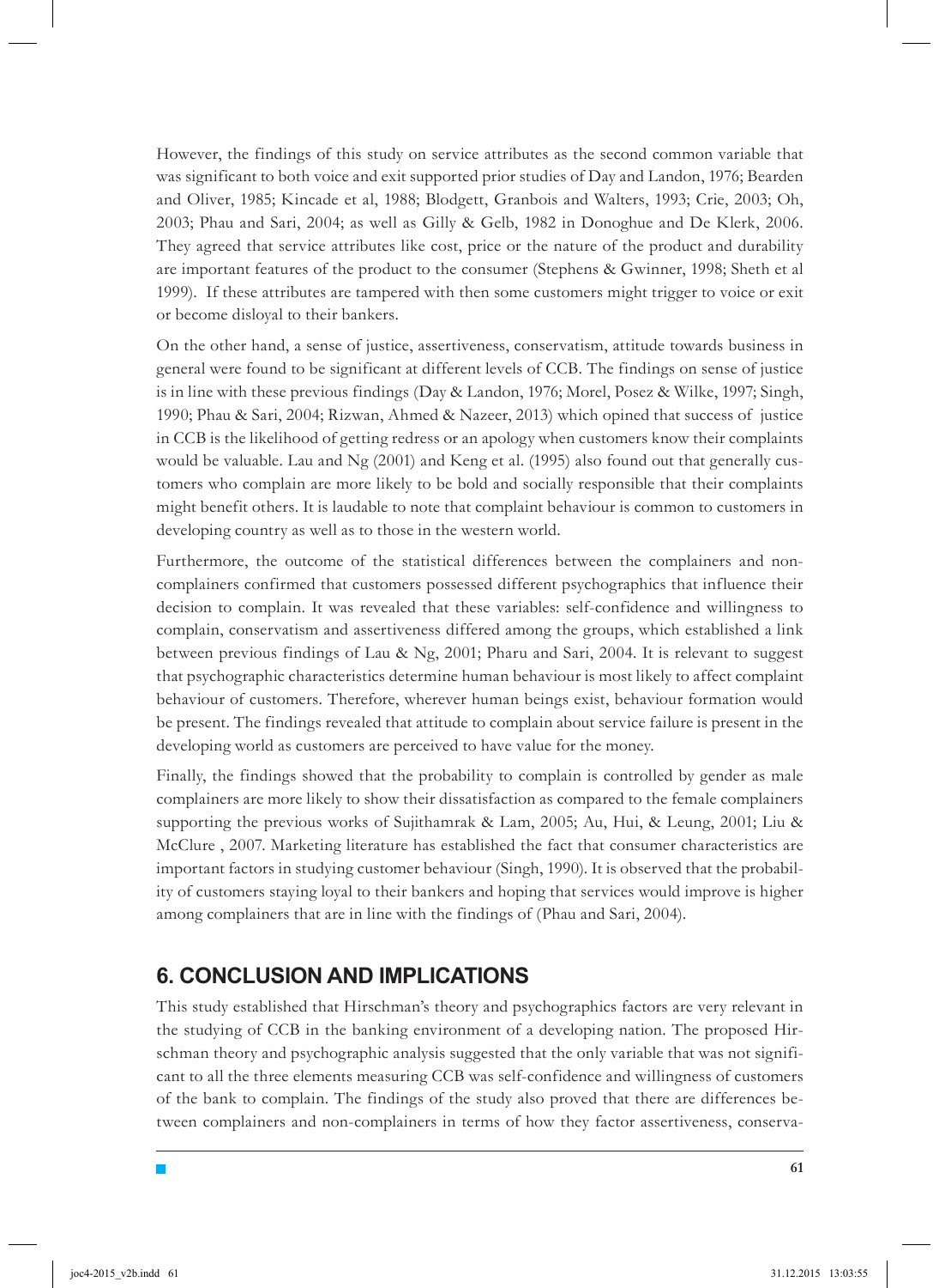However, the findings of this study on service attributes as the second common variable that was significant to both voice and exit supported prior studies of Day and Landon, 1976; Bearden and Oliver, 1985; Kincade et al, 1988; Blodgett, Granbois and Walters, 1993; Crie, 2003; Oh, 2003; Phau and Sari, 2004; as well as Gilly & Gelb, 1982 in Donoghue and De Klerk, 2006. They agreed that service attributes like cost, price or the nature of the product and durability are important features of the product to the consumer (Stephens & Gwinner, 1998; Sheth et al 1999). If these attributes are tampered with then some customers might trigger to voice or exit or become disloyal to their bankers.

On the other hand, a sense of justice, assertiveness, conservatism, attitude towards business in general were found to be significant at different levels of CCB. The findings on sense of justice is in line with these previous findings (Day & Landon, 1976; Morel, Posez & Wilke, 1997; Singh, 1990; Phau & Sari, 2004; Rizwan, Ahmed & Nazeer, 2013) which opined that success of justice in CCB is the likelihood of getting redress or an apology when customers know their complaints would be valuable. Lau and Ng (2001) and Keng et al. (1995) also found out that generally customers who complain are more likely to be bold and socially responsible that their complaints might benefit others. It is laudable to note that complaint behaviour is common to customers in developing country as well as to those in the western world.

Furthermore, the outcome of the statistical differences between the complainers and non-complainers confirmed that customers possessed different psychographics that influence their decision to complain. It was revealed that these variables: self-confidence and willingness to complain, conservatism and assertiveness differed among the groups, which established a link between previous findings of Lau & Ng, 2001; Pharu and Sari, 2004. It is relevant to suggest that psychographic characteristics determine human behaviour is most likely to affect complaint behaviour of customers. Therefore, wherever human beings exist, behaviour formation would be present. The findings revealed that attitude to complain about service failure is present in the developing world as customers are perceived to have value for the money.

Finally, the findings showed that the probability to complain is controlled by gender as male complainers are more likely to show their dissatisfaction as compared to the female complainers supporting the previous works of Sujithamrak & Lam, 2005; Au, Hui, & Leung, 2001; Liu & McClure , 2007. Marketing literature has established the fact that consumer characteristics are important factors in studying customer behaviour (Singh, 1990). It is observed that the probability of customers staying loyal to their bankers and hoping that services would improve is higher among complainers that are in line with the findings of (Phau and Sari, 2004).

## 6. CONCLUSION AND IMPLICATIONS

This study established that Hirschman's theory and psychographics factors are very relevant in the studying of CCB in the banking environment of a developing nation. The proposed Hirschman theory and psychographic analysis suggested that the only variable that was not significant to all the three elements measuring CCB was self-confidence and willingness of customers of the bank to complain. The findings of the study also proved that there are differences between complainers and non-complainers in terms of how they factor assertiveness, conserva-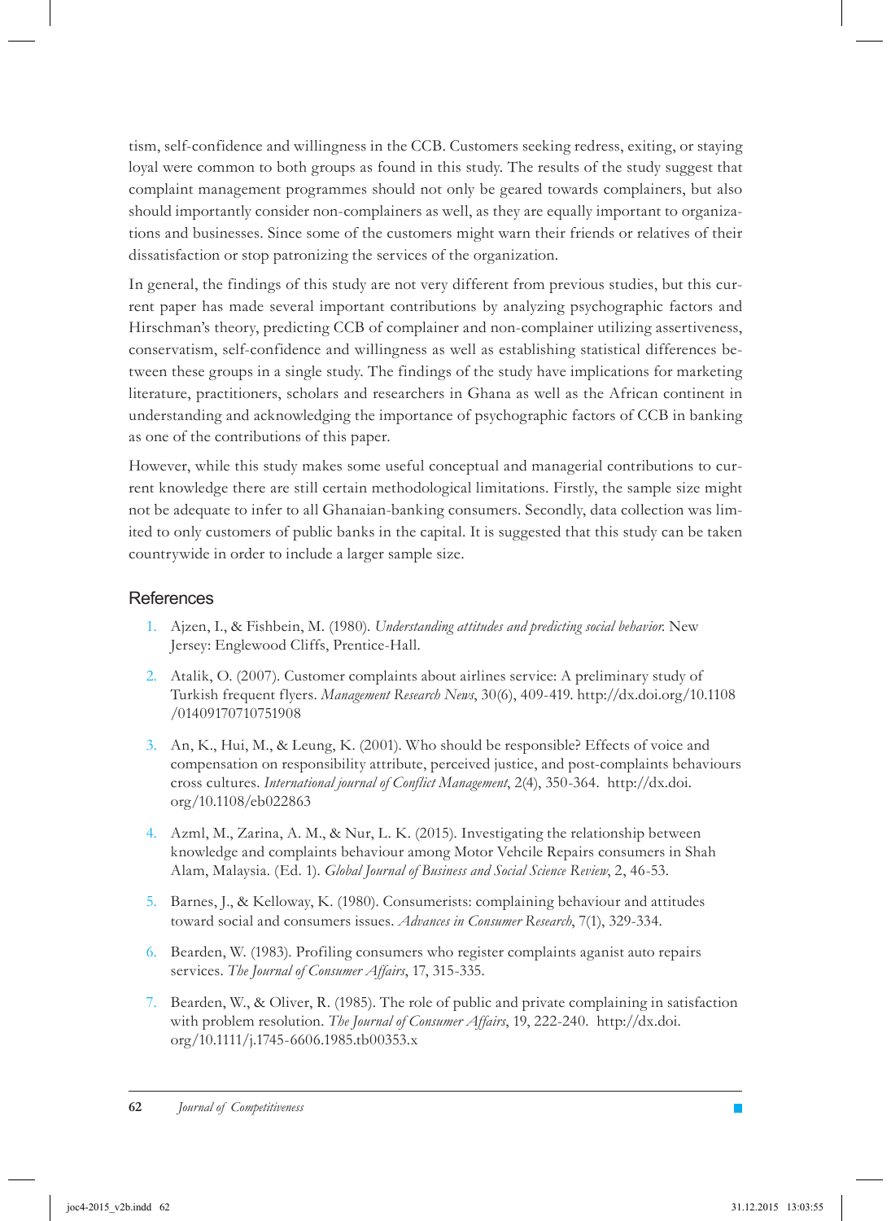tism, self-confidence and willingness in the CCB. Customers seeking redress, exiting, or staying loyal were common to both groups as found in this study. The results of the study suggest that complaint management programmes should not only be geared towards complainers, but also should importantly consider non-complainers as well, as they are equally important to organizations and businesses. Since some of the customers might warn their friends or relatives of their dissatisfaction or stop patronizing the services of the organization.

In general, the findings of this study are not very different from previous studies, but this current paper has made several important contributions by analyzing psychographic factors and Hirschman's theory, predicting CCB of complainer and non-complainer utilizing assertiveness, conservatism, self-confidence and willingness as well as establishing statistical differences between these groups in a single study. The findings of the study have implications for marketing literature, practitioners, scholars and researchers in Ghana as well as the African continent in understanding and acknowledging the importance of psychographic factors of CCB in banking as one of the contributions of this paper.

However, while this study makes some useful conceptual and managerial contributions to current knowledge there are still certain methodological limitations. Firstly, the sample size might not be adequate to infer to all Ghanaian-banking consumers. Secondly, data collection was limited to only customers of public banks in the capital. It is suggested that this study can be taken countrywide in order to include a larger sample size.

## References

1. Ajzen, I., & Fishbein, M. (1980). *Understanding attitudes and predicting social behavior.* New Jersey: Englewood Cliffs, Prentice-Hall.
2. Atalik, O. (2007). Customer complaints about airlines service: A preliminary study of Turkish frequent flyers. *Management Research News*, 30(6), 409-419. http://dx.doi.org/10.1108/01409170710751908
3. An, K., Hui, M., & Leung, K. (2001). Who should be responsible? Effects of voice and compensation on responsibility attribute, perceived justice, and post-complaints behaviours cross cultures. *International journal of Conflict Management*, 2(4), 350-364. http://dx.doi.org/10.1108/eb022863
4. Azml, M., Zarina, A. M., & Nur, L. K. (2015). Investigating the relationship between knowledge and complaints behaviour among Motor Vehcile Repairs consumers in Shah Alam, Malaysia. (Ed. 1). *Global Journal of Business and Social Science Review*, 2, 46-53.
5. Barnes, J., & Kelloway, K. (1980). Consumerists: complaining behaviour and attitudes toward social and consumers issues. *Advances in Consumer Research*, 7(1), 329-334.
6. Bearden, W. (1983). Profiling consumers who register complaints aganist auto repairs services. *The Journal of Consumer Affairs*, 17, 315-335.
7. Bearden, W., & Oliver, R. (1985). The role of public and private complaining in satisfaction with problem resolution. *The Journal of Consumer Affairs*, 19, 222-240. http://dx.doi.org/10.1111/j.1745-6606.1985.tb00353.x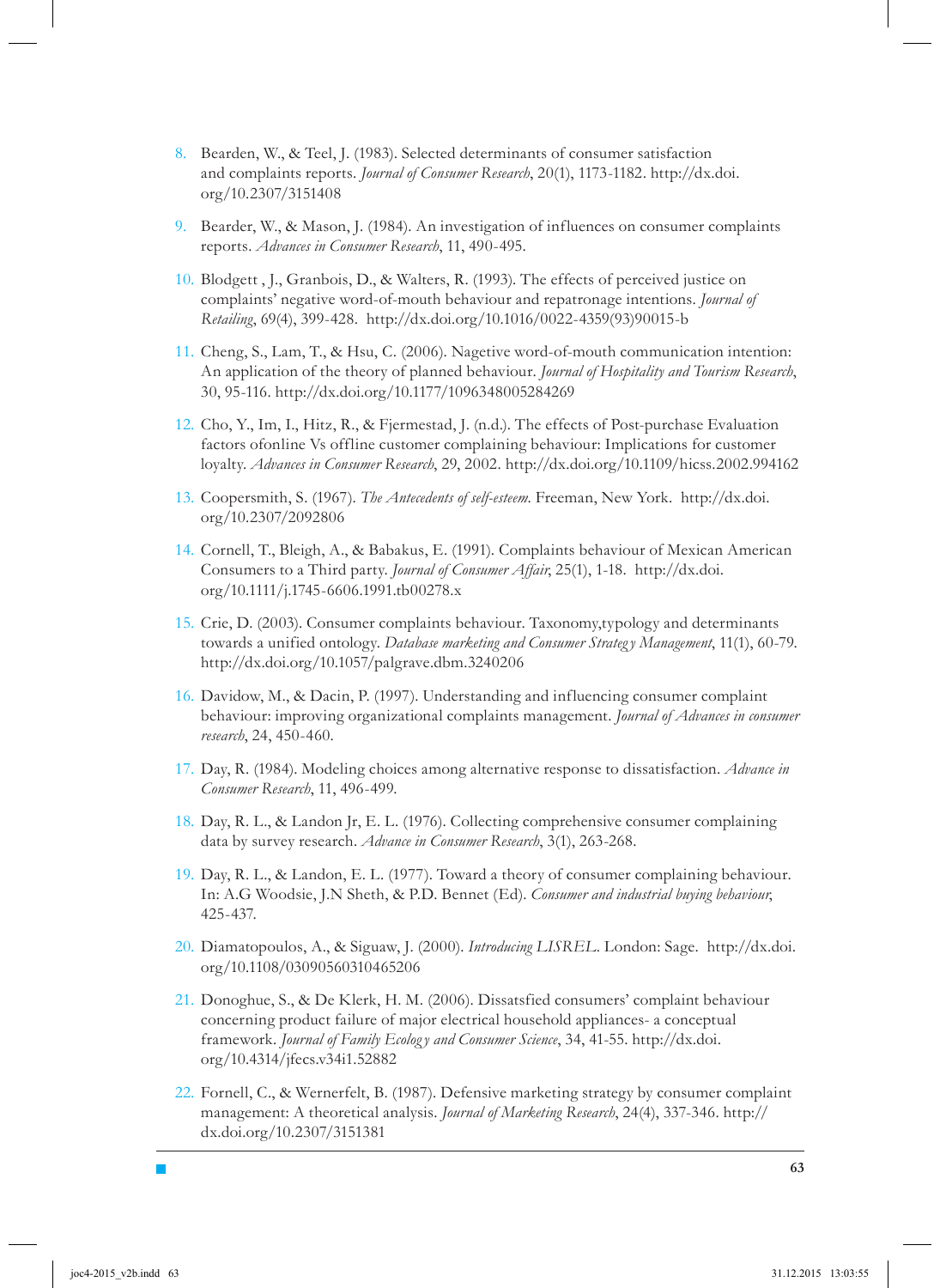8. Bearden, W., & Teel, J. (1983). Selected determinants of consumer satisfaction and complaints reports. *Journal of Consumer Research*, 20(1), 1173-1182. http://dx.doi.org/10.2307/3151408

9. Bearder, W., & Mason, J. (1984). An investigation of influences on consumer complaints reports. *Advances in Consumer Research*, 11, 490-495.

10. Blodgett , J., Granbois, D., & Walters, R. (1993). The effects of perceived justice on complaints' negative word-of-mouth behaviour and repatronage intentions. *Journal of Retailing*, 69(4), 399-428. http://dx.doi.org/10.1016/0022-4359(93)90015-b

11. Cheng, S., Lam, T., & Hsu, C. (2006). Nagetive word-of-mouth communication intention: An application of the theory of planned behaviour. *Journal of Hospitality and Tourism Research*, 30, 95-116. http://dx.doi.org/10.1177/1096348005284269

12. Cho, Y., Im, I., Hitz, R., & Fjermestad, J. (n.d.). The effects of Post-purchase Evaluation factors ofonline Vs offline customer complaining behaviour: Implications for customer loyalty. *Advances in Consumer Research*, 29, 2002. http://dx.doi.org/10.1109/hicss.2002.994162

13. Coopersmith, S. (1967). *The Antecedents of self-esteem.* Freeman, New York. http://dx.doi.org/10.2307/2092806

14. Cornell, T., Bleigh, A., & Babakus, E. (1991). Complaints behaviour of Mexican American Consumers to a Third party. *Journal of Consumer Affair*, 25(1), 1-18. http://dx.doi.org/10.1111/j.1745-6606.1991.tb00278.x

15. Crie, D. (2003). Consumer complaints behaviour. Taxonomy,typology and determinants towards a unified ontology. *Database marketing and Consumer Strategy Management*, 11(1), 60-79. http://dx.doi.org/10.1057/palgrave.dbm.3240206

16. Davidow, M., & Dacin, P. (1997). Understanding and influencing consumer complaint behaviour: improving organizational complaints management. *Journal of Advances in consumer research*, 24, 450-460.

17. Day, R. (1984). Modeling choices among alternative response to dissatisfaction. *Advance in Consumer Research*, 11, 496-499.

18. Day, R. L., & Landon Jr, E. L. (1976). Collecting comprehensive consumer complaining data by survey research. *Advance in Consumer Research*, 3(1), 263-268.

19. Day, R. L., & Landon, E. L. (1977). Toward a theory of consumer complaining behaviour. In: A.G Woodsie, J.N Sheth, & P.D. Bennet (Ed). *Consumer and industrial buying behaviour,* 425-437.

20. Diamatopoulos, A., & Siguaw, J. (2000). *Introducing LISREL*. London: Sage. http://dx.doi.org/10.1108/03090560310465206

21. Donoghue, S., & De Klerk, H. M. (2006). Dissatsfied consumers' complaint behaviour concerning product failure of major electrical household appliances- a conceptual framework. *Journal of Family Ecology and Consumer Science*, 34, 41-55. http://dx.doi.org/10.4314/jfecs.v34i1.52882

22. Fornell, C., & Wernerfelt, B. (1987). Defensive marketing strategy by consumer complaint management: A theoretical analysis. *Journal of Marketing Research*, 24(4), 337-346. http://dx.doi.org/10.2307/3151381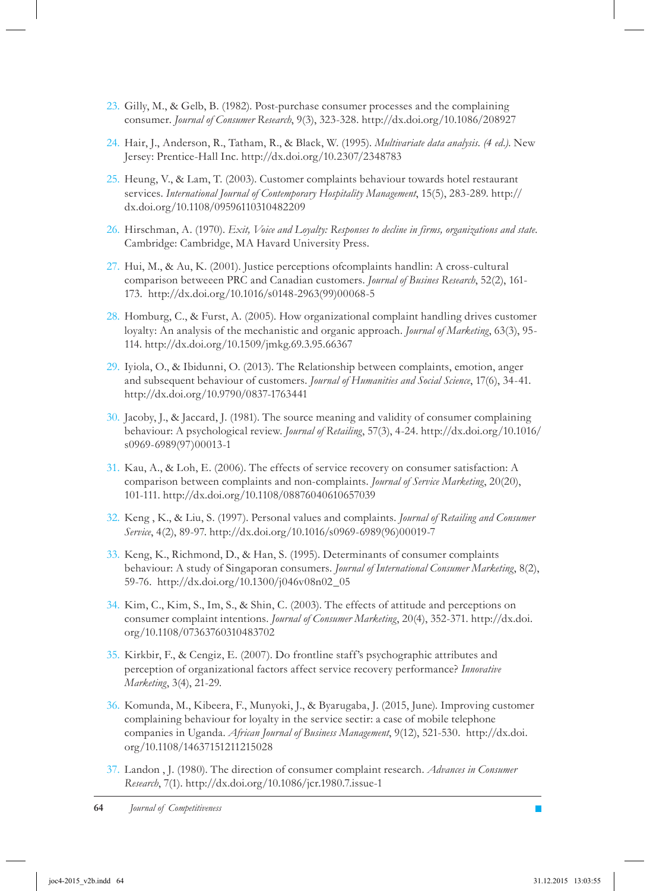23. Gilly, M., & Gelb, B. (1982). Post-purchase consumer processes and the complaining consumer. *Journal of Consumer Research*, 9(3), 323-328. http://dx.doi.org/10.1086/208927

24. Hair, J., Anderson, R., Tatham, R., & Black, W. (1995). *Multivariate data analysis. (4 ed.)*. New Jersey: Prentice-Hall Inc. http://dx.doi.org/10.2307/2348783

25. Heung, V., & Lam, T. (2003). Customer complaints behaviour towards hotel restaurant services. *International Journal of Contemporary Hospitality Management*, 15(5), 283-289. http://dx.doi.org/10.1108/09596110310482209

26. Hirschman, A. (1970). *Exit, Voice and Loyalty: Responses to decline in firms, organizations and state.* Cambridge: Cambridge, MA Havard University Press.

27. Hui, M., & Au, K. (2001). Justice perceptions ofcomplaints handlin: A cross-cultural comparison betweeen PRC and Canadian customers. *Journal of Busines Research*, 52(2), 161-173. http://dx.doi.org/10.1016/s0148-2963(99)00068-5

28. Homburg, C., & Furst, A. (2005). How organizational complaint handling drives customer loyalty: An analysis of the mechanistic and organic approach. *Journal of Marketing*, 63(3), 95-114. http://dx.doi.org/10.1509/jmkg.69.3.95.66367

29. Iyiola, O., & Ibidunni, O. (2013). The Relationship between complaints, emotion, anger and subsequent behaviour of customers. *Journal of Humanities and Social Science*, 17(6), 34-41. http://dx.doi.org/10.9790/0837-1763441

30. Jacoby, J., & Jaccard, J. (1981). The source meaning and validity of consumer complaining behaviour: A psychological review. *Journal of Retailing*, 57(3), 4-24. http://dx.doi.org/10.1016/s0969-6989(97)00013-1

31. Kau, A., & Loh, E. (2006). The effects of service recovery on consumer satisfaction: A comparison between complaints and non-complaints. *Journal of Service Marketing*, 20(20), 101-111. http://dx.doi.org/10.1108/08876040610657039

32. Keng , K., & Liu, S. (1997). Personal values and complaints. *Journal of Retailing and Consumer Service*, 4(2), 89-97. http://dx.doi.org/10.1016/s0969-6989(96)00019-7

33. Keng, K., Richmond, D., & Han, S. (1995). Determinants of consumer complaints behaviour: A study of Singaporan consumers. *Journal of International Consumer Marketing*, 8(2), 59-76. http://dx.doi.org/10.1300/j046v08n02_05

34. Kim, C., Kim, S., Im, S., & Shin, C. (2003). The effects of attitude and perceptions on consumer complaint intentions. *Journal of Consumer Marketing*, 20(4), 352-371. http://dx.doi.org/10.1108/07363760310483702

35. Kirkbir, F., & Cengiz, E. (2007). Do frontline staff's psychographic attributes and perception of organizational factors affect service recovery performance? *Innovative Marketing*, 3(4), 21-29.

36. Komunda, M., Kibeera, F., Munyoki, J., & Byarugaba, J. (2015, June). Improving customer complaining behaviour for loyalty in the service sectir: a case of mobile telephone companies in Uganda. *African Journal of Business Management*, 9(12), 521-530. http://dx.doi.org/10.1108/14637151211215028

37. Landon , J. (1980). The direction of consumer complaint research. *Advances in Consumer Research*, 7(1). http://dx.doi.org/10.1086/jcr.1980.7.issue-1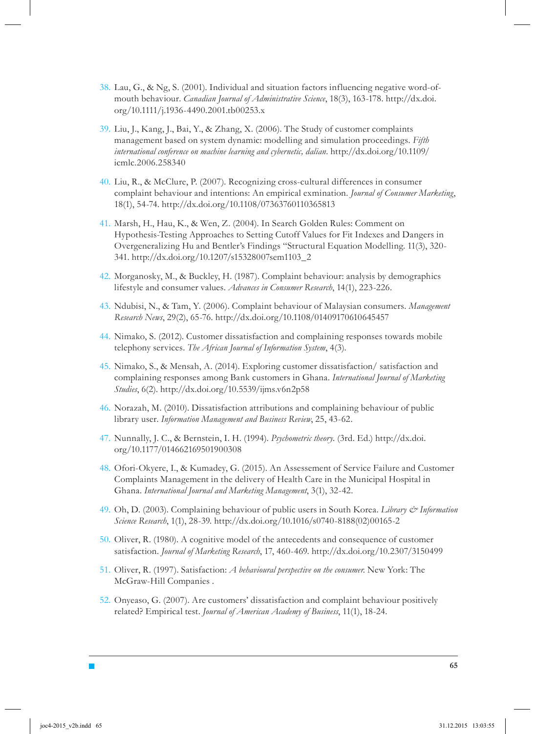38. Lau, G., & Ng, S. (2001). Individual and situation factors influencing negative word-of-mouth behaviour. *Canadian Journal of Administrative Science*, 18(3), 163-178. http://dx.doi.org/10.1111/j.1936-4490.2001.tb00253.x

39. Liu, J., Kang, J., Bai, Y., & Zhang, X. (2006). The Study of customer complaints management based on system dynamic: modelling and simulation proceedings. *Fifth international conference on machine learning and cybernetic, dalian*. http://dx.doi.org/10.1109/icmlc.2006.258340

40. Liu, R., & McClure, P. (2007). Recognizing cross-cultural differences in consumer complaint behaviour and intentions: An empirical exmination. *Journal of Consumer Marketing*, 18(1), 54-74. http://dx.doi.org/10.1108/07363760110365813

41. Marsh, H., Hau, K., & Wen, Z. (2004). In Search Golden Rules: Comment on Hypothesis-Testing Approaches to Setting Cutoff Values for Fit Indexes and Dangers in Overgeneralizing Hu and Bentler's Findings "Structural Equation Modelling. 11(3), 320-341. http://dx.doi.org/10.1207/s15328007sem1103_2

42. Morganosky, M., & Buckley, H. (1987). Complaint behaviour: analysis by demographics lifestyle and consumer values. *Advances in Consumer Research*, 14(1), 223-226.

43. Ndubisi, N., & Tam, Y. (2006). Complaint behaviour of Malaysian consumers. *Management Research News*, 29(2), 65-76. http://dx.doi.org/10.1108/01409170610645457

44. Nimako, S. (2012). Customer dissatisfaction and complaining responses towards mobile telephony services. *The African Journal of Information System*, 4(3).

45. Nimako, S., & Mensah, A. (2014). Exploring customer dissatisfaction/ satisfaction and complaining responses among Bank customers in Ghana. *International Journal of Marketing Studies*, 6(2). http://dx.doi.org/10.5539/ijms.v6n2p58

46. Norazah, M. (2010). Dissatisfaction attributions and complaining behaviour of public library user. *Information Management and Business Review*, 25, 43-62.

47. Nunnally, J. C., & Bernstein, I. H. (1994). *Psychometric theory*. (3rd. Ed.) http://dx.doi.org/10.1177/014662169501900308

48. Ofori-Okyere, I., & Kumadey, G. (2015). An Assessement of Service Failure and Customer Complaints Management in the delivery of Health Care in the Municipal Hospital in Ghana. *International Journal and Marketing Management*, 3(1), 32-42.

49. Oh, D. (2003). Complaining behaviour of public users in South Korea. *Library & Information Science Research*, 1(1), 28-39. http://dx.doi.org/10.1016/s0740-8188(02)00165-2

50. Oliver, R. (1980). A cognitive model of the antecedents and consequence of customer satisfaction. *Journal of Marketing Research*, 17, 460-469. http://dx.doi.org/10.2307/3150499

51. Oliver, R. (1997). Satisfaction: *A behavioural perspective on the consumer*. New York: The McGraw-Hill Companies .

52. Onyeaso, G. (2007). Are customers' dissatisfaction and complaint behaviour positively related? Empirical test. *Journal of American Academy of Business*, 11(1), 18-24.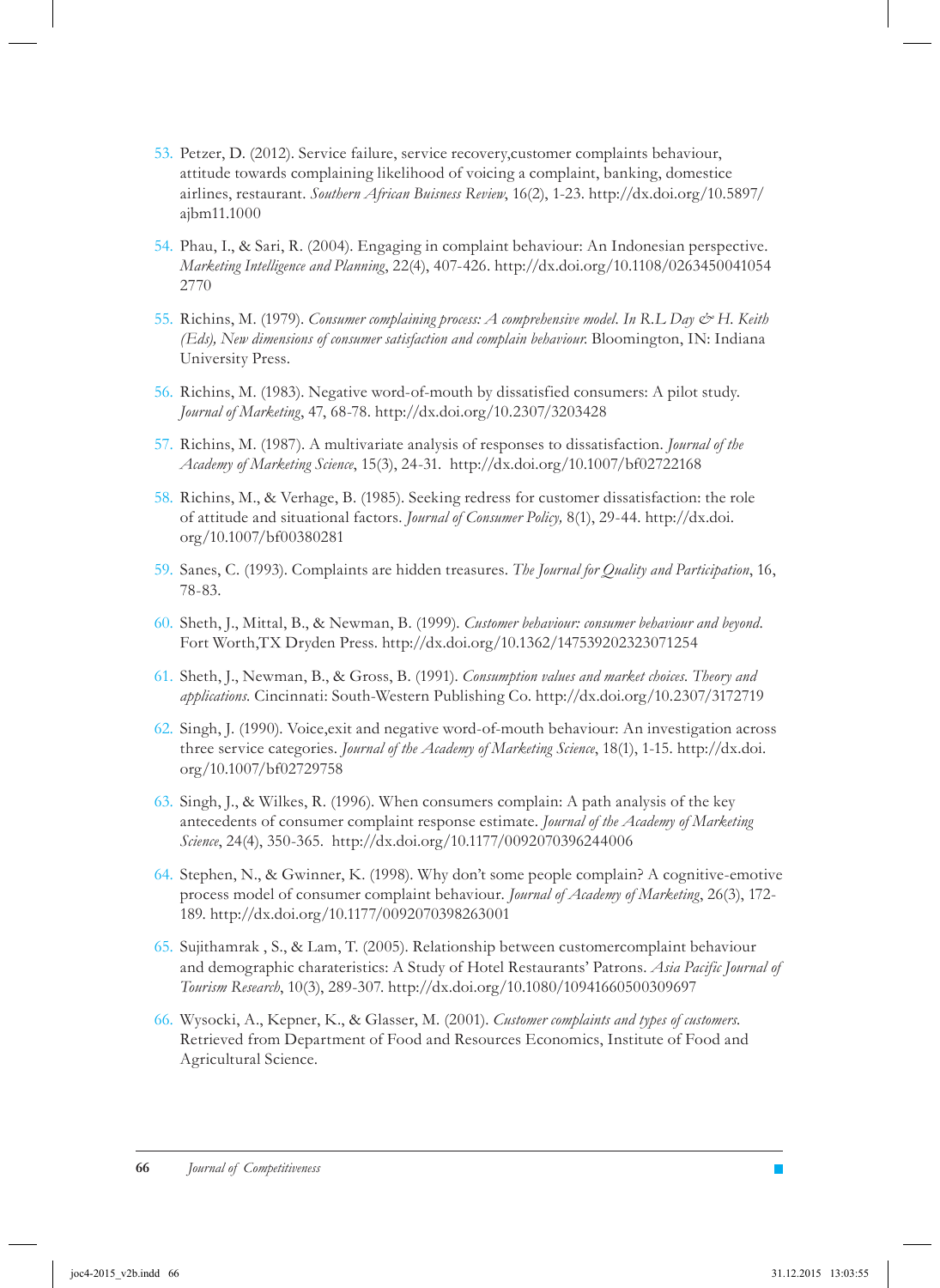53. Petzer, D. (2012). Service failure, service recovery,customer complaints behaviour, attitude towards complaining likelihood of voicing a complaint, banking, domestice airlines, restaurant. *Southern African Buisness Review*, 16(2), 1-23. http://dx.doi.org/10.5897/ajbm11.1000

54. Phau, I., & Sari, R. (2004). Engaging in complaint behaviour: An Indonesian perspective. *Marketing Intelligence and Planning*, 22(4), 407-426. http://dx.doi.org/10.1108/02634500410542770

55. Richins, M. (1979). *Consumer complaining process: A comprehensive model. In R.L Day & H. Keith (Eds), New dimensions of consumer satisfaction and complain behaviour.* Bloomington, IN: Indiana University Press.

56. Richins, M. (1983). Negative word-of-mouth by dissatisfied consumers: A pilot study. *Journal of Marketing*, 47, 68-78. http://dx.doi.org/10.2307/3203428

57. Richins, M. (1987). A multivariate analysis of responses to dissatisfaction. *Journal of the Academy of Marketing Science*, 15(3), 24-31. http://dx.doi.org/10.1007/bf02722168

58. Richins, M., & Verhage, B. (1985). Seeking redress for customer dissatisfaction: the role of attitude and situational factors. *Journal of Consumer Policy,* 8(1), 29-44. http://dx.doi.org/10.1007/bf00380281

59. Sanes, C. (1993). Complaints are hidden treasures. *The Journal for Quality and Participation*, 16, 78-83.

60. Sheth, J., Mittal, B., & Newman, B. (1999). *Customer behaviour: consumer behaviour and beyond.* Fort Worth,TX Dryden Press. http://dx.doi.org/10.1362/147539202323071254

61. Sheth, J., Newman, B., & Gross, B. (1991). *Consumption values and market choices. Theory and applications.* Cincinnati: South-Western Publishing Co. http://dx.doi.org/10.2307/3172719

62. Singh, J. (1990). Voice,exit and negative word-of-mouth behaviour: An investigation across three service categories. *Journal of the Academy of Marketing Science*, 18(1), 1-15. http://dx.doi.org/10.1007/bf02729758

63. Singh, J., & Wilkes, R. (1996). When consumers complain: A path analysis of the key antecedents of consumer complaint response estimate. *Journal of the Academy of Marketing Science*, 24(4), 350-365. http://dx.doi.org/10.1177/0092070396244006

64. Stephen, N., & Gwinner, K. (1998). Why don't some people complain? A cognitive-emotive process model of consumer complaint behaviour. *Journal of Academy of Marketing*, 26(3), 172-189. http://dx.doi.org/10.1177/0092070398263001

65. Sujithamrak , S., & Lam, T. (2005). Relationship between customercomplaint behaviour and demographic charateristics: A Study of Hotel Restaurants' Patrons. *Asia Pacific Journal of Tourism Research*, 10(3), 289-307. http://dx.doi.org/10.1080/10941660500309697

66. Wysocki, A., Kepner, K., & Glasser, M. (2001). *Customer complaints and types of customers.* Retrieved from Department of Food and Resources Economics, Institute of Food and Agricultural Science.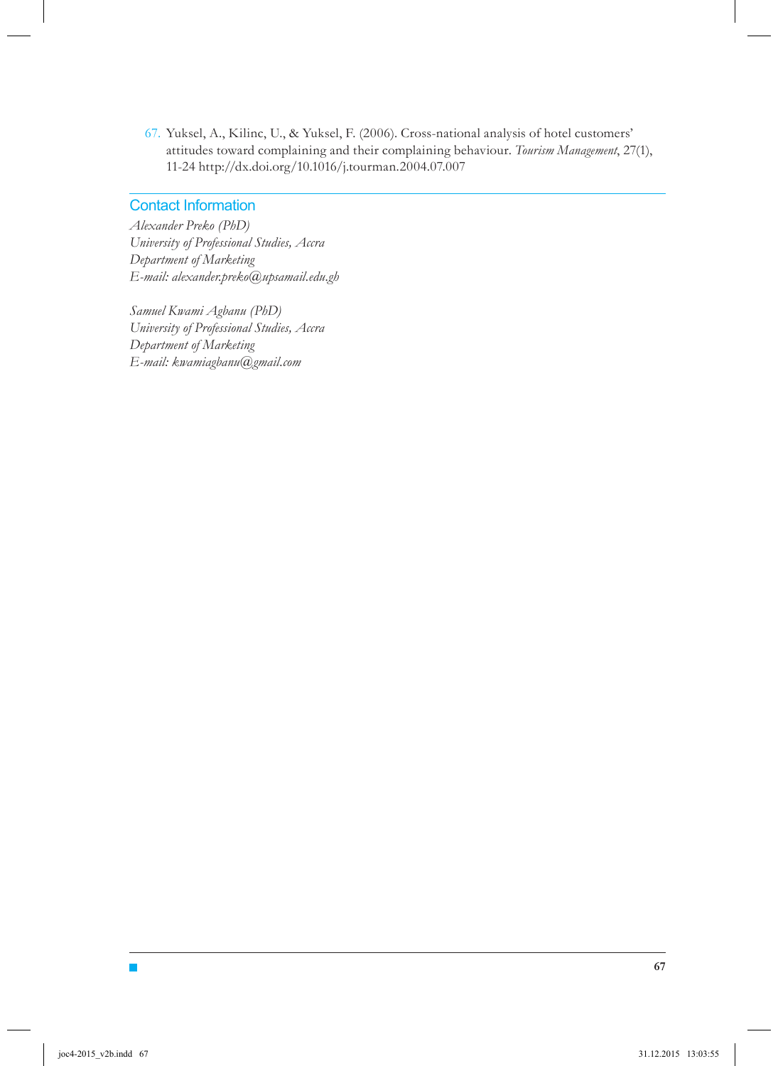67. Yuksel, A., Kilinc, U., & Yuksel, F. (2006). Cross-national analysis of hotel customers' attitudes toward complaining and their complaining behaviour. *Tourism Management*, 27(1), 11-24 http://dx.doi.org/10.1016/j.tourman.2004.07.007

## Contact Information

*Alexander Preko (PhD)*
*University of Professional Studies, Accra*
*Department of Marketing*
*E-mail: alexander.preko@upsamail.edu.gh*

*Samuel Kwami Agbanu (PhD)*
*University of Professional Studies, Accra*
*Department of Marketing*
*E-mail: kwamiagbanu@gmail.com*